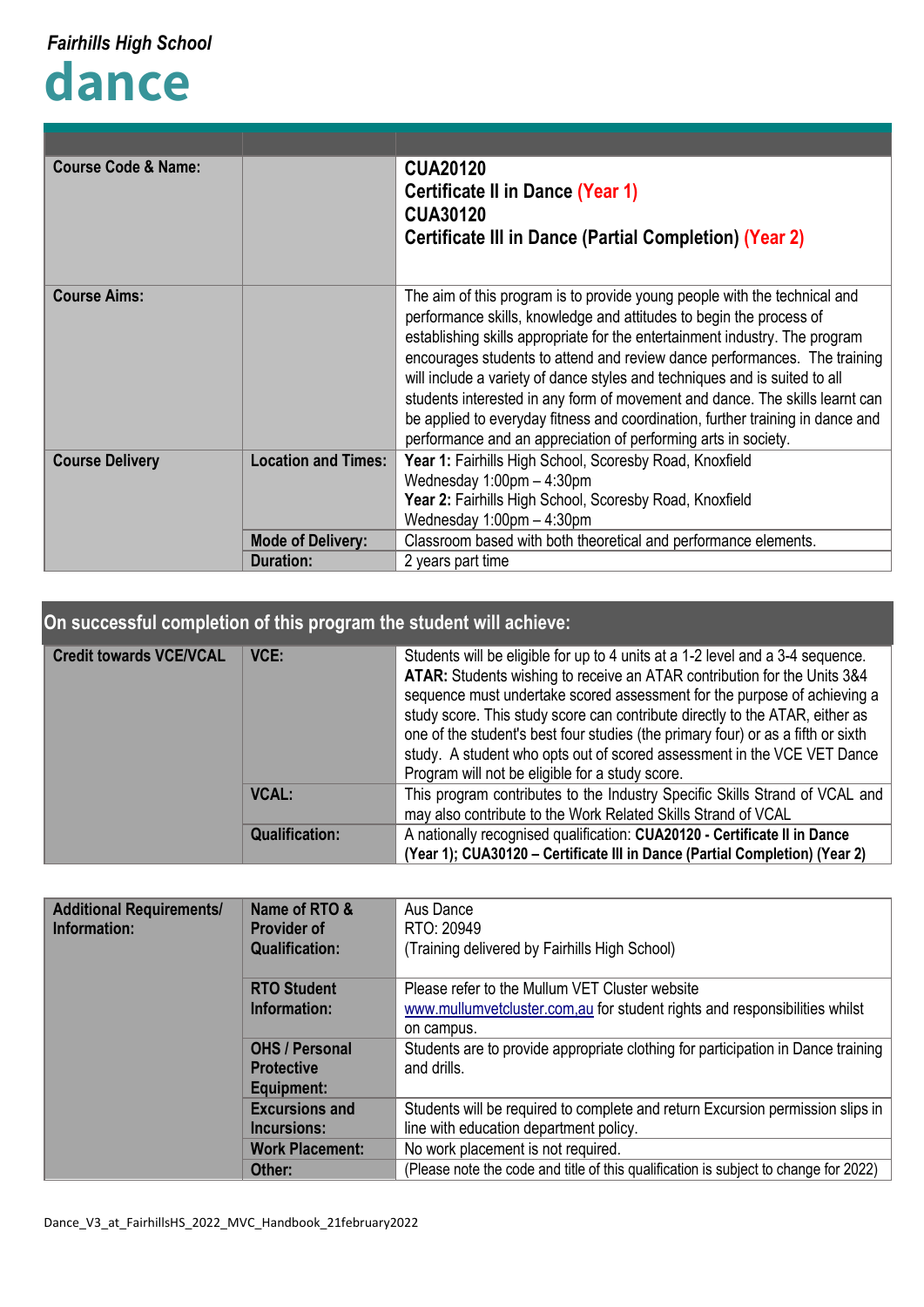*Fairhills High School*

# dance

| | | |
|---|---|---|
| **Course Code & Name:** | | **CUA20120**<br>**Certificate II in Dance (Year 1)**<br>**CUA30120**<br>**Certificate III in Dance (Partial Completion) (Year 2)** |
| **Course Aims:** | | The aim of this program is to provide young people with the technical and performance skills, knowledge and attitudes to begin the process of establishing skills appropriate for the entertainment industry. The program encourages students to attend and review dance performances. The training will include a variety of dance styles and techniques and is suited to all students interested in any form of movement and dance. The skills learnt can be applied to everyday fitness and coordination, further training in dance and performance and an appreciation of performing arts in society. |
| **Course Delivery** | **Location and Times:** | **Year 1:** Fairhills High School, Scoresby Road, Knoxfield<br>Wednesday 1:00pm – 4:30pm<br>**Year 2:** Fairhills High School, Scoresby Road, Knoxfield<br>Wednesday 1:00pm – 4:30pm |
| | **Mode of Delivery:** | Classroom based with both theoretical and performance elements. |
| | **Duration:** | 2 years part time |

## On successful completion of this program the student will achieve:

| | | |
|---|---|---|
| **Credit towards VCE/VCAL** | **VCE:** | Students will be eligible for up to 4 units at a 1-2 level and a 3-4 sequence.<br>**ATAR:** Students wishing to receive an ATAR contribution for the Units 3&4 sequence must undertake scored assessment for the purpose of achieving a study score. This study score can contribute directly to the ATAR, either as one of the student's best four studies (the primary four) or as a fifth or sixth study. A student who opts out of scored assessment in the VCE VET Dance Program will not be eligible for a study score. |
| | **VCAL:** | This program contributes to the Industry Specific Skills Strand of VCAL and may also contribute to the Work Related Skills Strand of VCAL |
| | **Qualification:** | A nationally recognised qualification: **CUA20120 - Certificate II in Dance (Year 1); CUA30120 – Certificate III in Dance (Partial Completion) (Year 2)** |

| | | |
|---|---|---|
| **Additional Requirements/ Information:** | **Name of RTO & Provider of Qualification:** | Aus Dance<br>RTO: 20949<br>(Training delivered by Fairhills High School) |
| | **RTO Student Information:** | Please refer to the Mullum VET Cluster website www.mullumvetcluster.com,au for student rights and responsibilities whilst on campus. |
| | **OHS / Personal Protective Equipment:** | Students are to provide appropriate clothing for participation in Dance training and drills. |
| | **Excursions and Incursions:** | Students will be required to complete and return Excursion permission slips in line with education department policy. |
| | **Work Placement:** | No work placement is not required. |
| | **Other:** | (Please note the code and title of this qualification is subject to change for 2022) |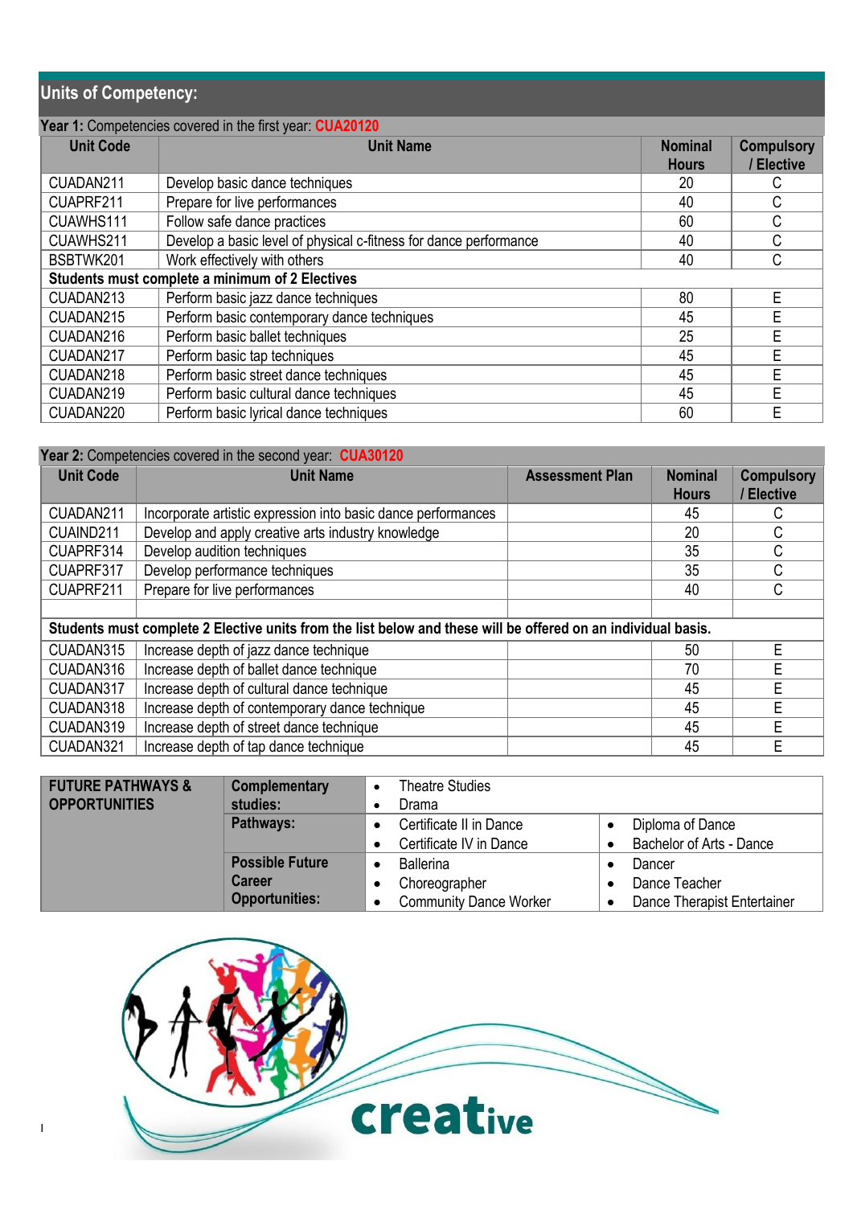## Units of Competency:

**Year 1:** Competencies covered in the first year: **CUA20120**

| Unit Code | Unit Name | Nominal Hours | Compulsory / Elective |
|---|---|---|---|
| CUADAN211 | Develop basic dance techniques | 20 | C |
| CUAPRF211 | Prepare for live performances | 40 | C |
| CUAWHS111 | Follow safe dance practices | 60 | C |
| CUAWHS211 | Develop a basic level of physical c-fitness for dance performance | 40 | C |
| BSBTWK201 | Work effectively with others | 40 | C |
| **Students must complete a minimum of 2 Electives** | | | |
| CUADAN213 | Perform basic jazz dance techniques | 80 | E |
| CUADAN215 | Perform basic contemporary dance techniques | 45 | E |
| CUADAN216 | Perform basic ballet techniques | 25 | E |
| CUADAN217 | Perform basic tap techniques | 45 | E |
| CUADAN218 | Perform basic street dance techniques | 45 | E |
| CUADAN219 | Perform basic cultural dance techniques | 45 | E |
| CUADAN220 | Perform basic lyrical dance techniques | 60 | E |

**Year 2:** Competencies covered in the second year: **CUA30120**

| Unit Code | Unit Name | Assessment Plan | Nominal Hours | Compulsory / Elective |
|---|---|---|---|---|
| CUADAN211 | Incorporate artistic expression into basic dance performances | | 45 | C |
| CUAIND211 | Develop and apply creative arts industry knowledge | | 20 | C |
| CUAPRF314 | Develop audition techniques | | 35 | C |
| CUAPRF317 | Develop performance techniques | | 35 | C |
| CUAPRF211 | Prepare for live performances | | 40 | C |
| | | | | |
| **Students must complete 2 Elective units from the list below and these will be offered on an individual basis.** | | | | |
| CUADAN315 | Increase depth of jazz dance technique | | 50 | E |
| CUADAN316 | Increase depth of ballet dance technique | | 70 | E |
| CUADAN317 | Increase depth of cultural dance technique | | 45 | E |
| CUADAN318 | Increase depth of contemporary dance technique | | 45 | E |
| CUADAN319 | Increase depth of street dance technique | | 45 | E |
| CUADAN321 | Increase depth of tap dance technique | | 45 | E |

| | | | |
|---|---|---|---|
| **FUTURE PATHWAYS & OPPORTUNITIES** | **Complementary studies:** | • Theatre Studies<br>• Drama | |
| | **Pathways:** | • Certificate II in Dance<br>• Certificate IV in Dance | • Diploma of Dance<br>• Bachelor of Arts - Dance |
| | **Possible Future Career Opportunities:** | • Ballerina<br>• Choreographer<br>• Community Dance Worker | • Dancer<br>• Dance Teacher<br>• Dance Therapist Entertainer |

creative